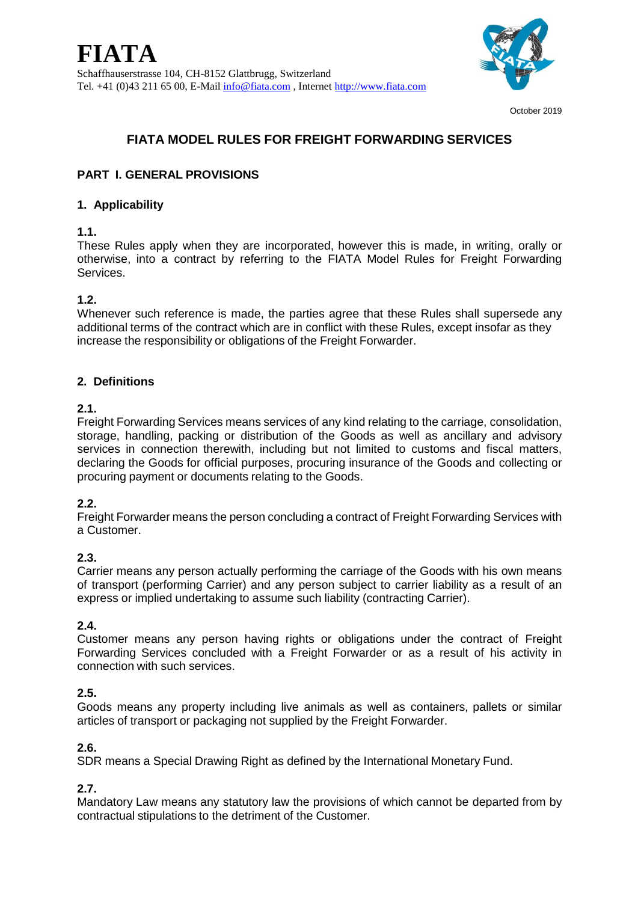# FIATA

Schaffhauserstrasse 104, CH-8152 Glattbrugg, Switzerland
Tel. +41 (0)43 211 65 00, E-Mail info@fiata.com , Internet http://www.fiata.com

October 2019

## FIATA MODEL RULES FOR FREIGHT FORWARDING SERVICES

### PART I. GENERAL PROVISIONS

#### 1. Applicability

**1.1.**
These Rules apply when they are incorporated, however this is made, in writing, orally or otherwise, into a contract by referring to the FIATA Model Rules for Freight Forwarding Services.

**1.2.**
Whenever such reference is made, the parties agree that these Rules shall supersede any additional terms of the contract which are in conflict with these Rules, except insofar as they increase the responsibility or obligations of the Freight Forwarder.

#### 2. Definitions

**2.1.**
Freight Forwarding Services means services of any kind relating to the carriage, consolidation, storage, handling, packing or distribution of the Goods as well as ancillary and advisory services in connection therewith, including but not limited to customs and fiscal matters, declaring the Goods for official purposes, procuring insurance of the Goods and collecting or procuring payment or documents relating to the Goods.

**2.2.**
Freight Forwarder means the person concluding a contract of Freight Forwarding Services with a Customer.

**2.3.**
Carrier means any person actually performing the carriage of the Goods with his own means of transport (performing Carrier) and any person subject to carrier liability as a result of an express or implied undertaking to assume such liability (contracting Carrier).

**2.4.**
Customer means any person having rights or obligations under the contract of Freight Forwarding Services concluded with a Freight Forwarder or as a result of his activity in connection with such services.

**2.5.**
Goods means any property including live animals as well as containers, pallets or similar articles of transport or packaging not supplied by the Freight Forwarder.

**2.6.**
SDR means a Special Drawing Right as defined by the International Monetary Fund.

**2.7.**
Mandatory Law means any statutory law the provisions of which cannot be departed from by contractual stipulations to the detriment of the Customer.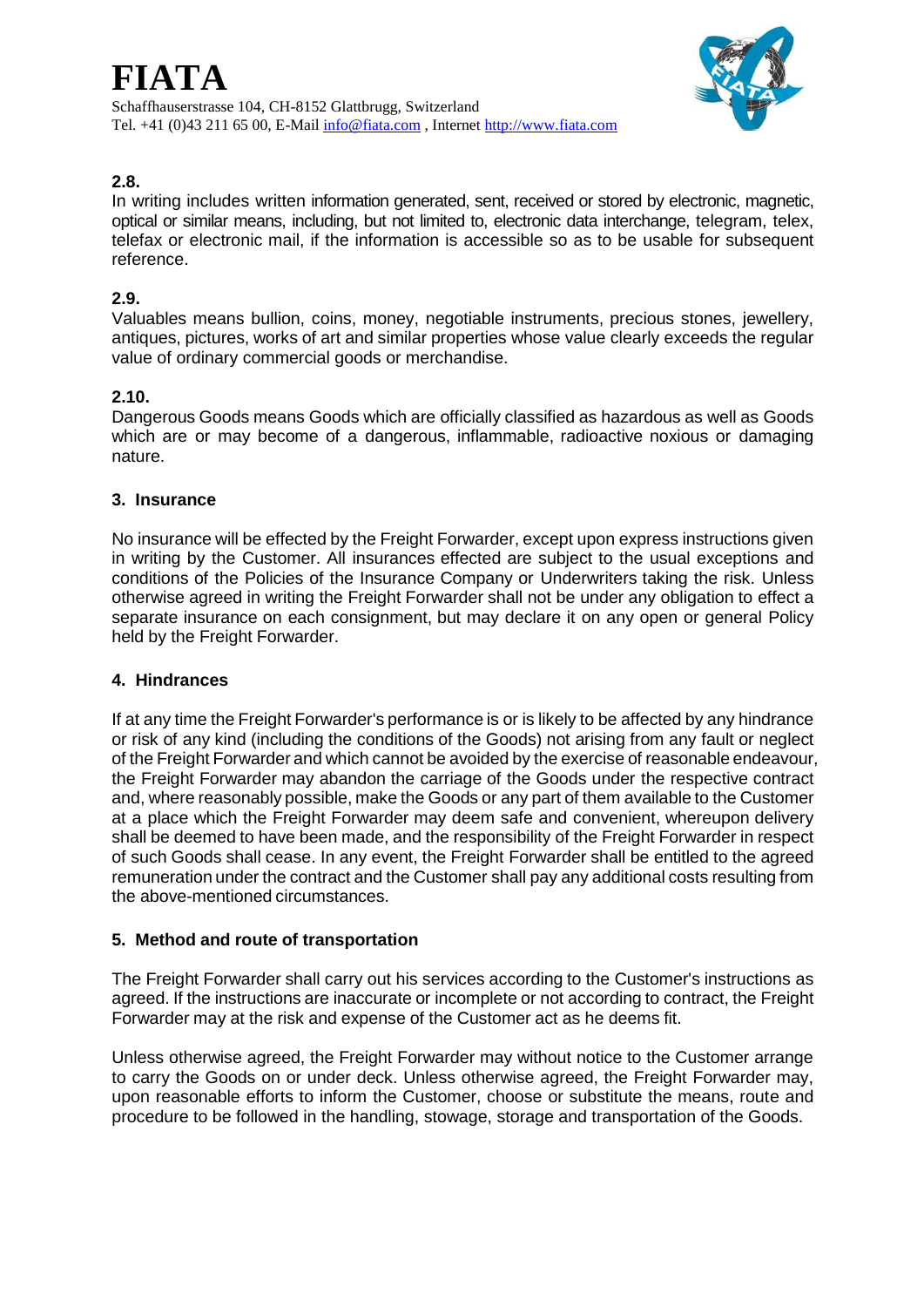**2.8.**
In writing includes written information generated, sent, received or stored by electronic, magnetic, optical or similar means, including, but not limited to, electronic data interchange, telegram, telex, telefax or electronic mail, if the information is accessible so as to be usable for subsequent reference.

**2.9.**
Valuables means bullion, coins, money, negotiable instruments, precious stones, jewellery, antiques, pictures, works of art and similar properties whose value clearly exceeds the regular value of ordinary commercial goods or merchandise.

**2.10.**
Dangerous Goods means Goods which are officially classified as hazardous as well as Goods which are or may become of a dangerous, inflammable, radioactive noxious or damaging nature.

## 3. Insurance

No insurance will be effected by the Freight Forwarder, except upon express instructions given in writing by the Customer. All insurances effected are subject to the usual exceptions and conditions of the Policies of the Insurance Company or Underwriters taking the risk. Unless otherwise agreed in writing the Freight Forwarder shall not be under any obligation to effect a separate insurance on each consignment, but may declare it on any open or general Policy held by the Freight Forwarder.

## 4. Hindrances

If at any time the Freight Forwarder's performance is or is likely to be affected by any hindrance or risk of any kind (including the conditions of the Goods) not arising from any fault or neglect of the Freight Forwarder and which cannot be avoided by the exercise of reasonable endeavour, the Freight Forwarder may abandon the carriage of the Goods under the respective contract and, where reasonably possible, make the Goods or any part of them available to the Customer at a place which the Freight Forwarder may deem safe and convenient, whereupon delivery shall be deemed to have been made, and the responsibility of the Freight Forwarder in respect of such Goods shall cease. In any event, the Freight Forwarder shall be entitled to the agreed remuneration under the contract and the Customer shall pay any additional costs resulting from the above-mentioned circumstances.

## 5. Method and route of transportation

The Freight Forwarder shall carry out his services according to the Customer's instructions as agreed. If the instructions are inaccurate or incomplete or not according to contract, the Freight Forwarder may at the risk and expense of the Customer act as he deems fit.

Unless otherwise agreed, the Freight Forwarder may without notice to the Customer arrange to carry the Goods on or under deck. Unless otherwise agreed, the Freight Forwarder may, upon reasonable efforts to inform the Customer, choose or substitute the means, route and procedure to be followed in the handling, stowage, storage and transportation of the Goods.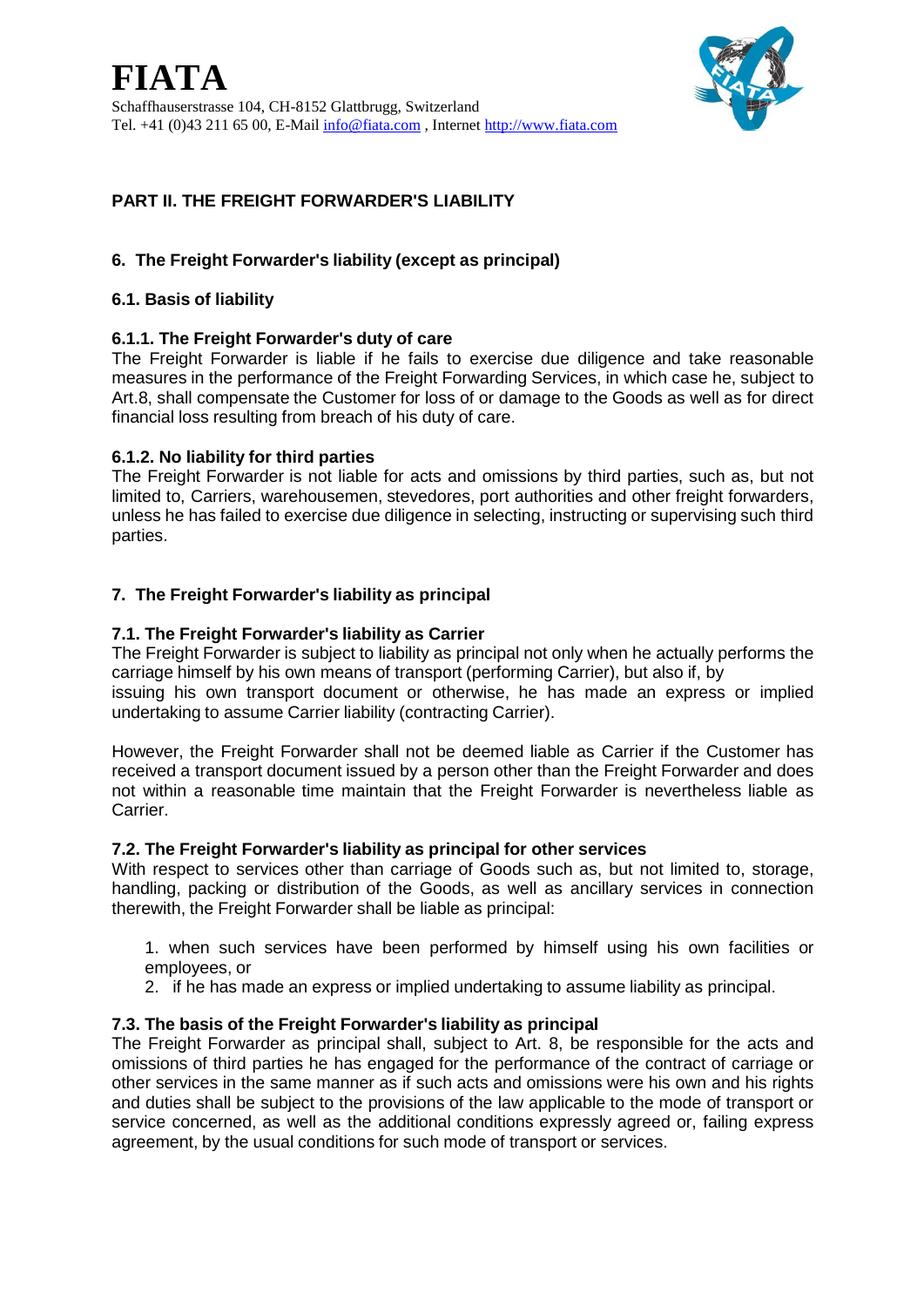## PART II. THE FREIGHT FORWARDER'S LIABILITY

### 6. The Freight Forwarder's liability (except as principal)

#### 6.1. Basis of liability

**6.1.1. The Freight Forwarder's duty of care**
The Freight Forwarder is liable if he fails to exercise due diligence and take reasonable measures in the performance of the Freight Forwarding Services, in which case he, subject to Art.8, shall compensate the Customer for loss of or damage to the Goods as well as for direct financial loss resulting from breach of his duty of care.

**6.1.2. No liability for third parties**
The Freight Forwarder is not liable for acts and omissions by third parties, such as, but not limited to, Carriers, warehousemen, stevedores, port authorities and other freight forwarders, unless he has failed to exercise due diligence in selecting, instructing or supervising such third parties.

### 7. The Freight Forwarder's liability as principal

#### 7.1. The Freight Forwarder's liability as Carrier

The Freight Forwarder is subject to liability as principal not only when he actually performs the carriage himself by his own means of transport (performing Carrier), but also if, by issuing his own transport document or otherwise, he has made an express or implied undertaking to assume Carrier liability (contracting Carrier).

However, the Freight Forwarder shall not be deemed liable as Carrier if the Customer has received a transport document issued by a person other than the Freight Forwarder and does not within a reasonable time maintain that the Freight Forwarder is nevertheless liable as Carrier.

#### 7.2. The Freight Forwarder's liability as principal for other services

With respect to services other than carriage of Goods such as, but not limited to, storage, handling, packing or distribution of the Goods, as well as ancillary services in connection therewith, the Freight Forwarder shall be liable as principal:

1. when such services have been performed by himself using his own facilities or employees, or
2. if he has made an express or implied undertaking to assume liability as principal.

#### 7.3. The basis of the Freight Forwarder's liability as principal

The Freight Forwarder as principal shall, subject to Art. 8, be responsible for the acts and omissions of third parties he has engaged for the performance of the contract of carriage or other services in the same manner as if such acts and omissions were his own and his rights and duties shall be subject to the provisions of the law applicable to the mode of transport or service concerned, as well as the additional conditions expressly agreed or, failing express agreement, by the usual conditions for such mode of transport or services.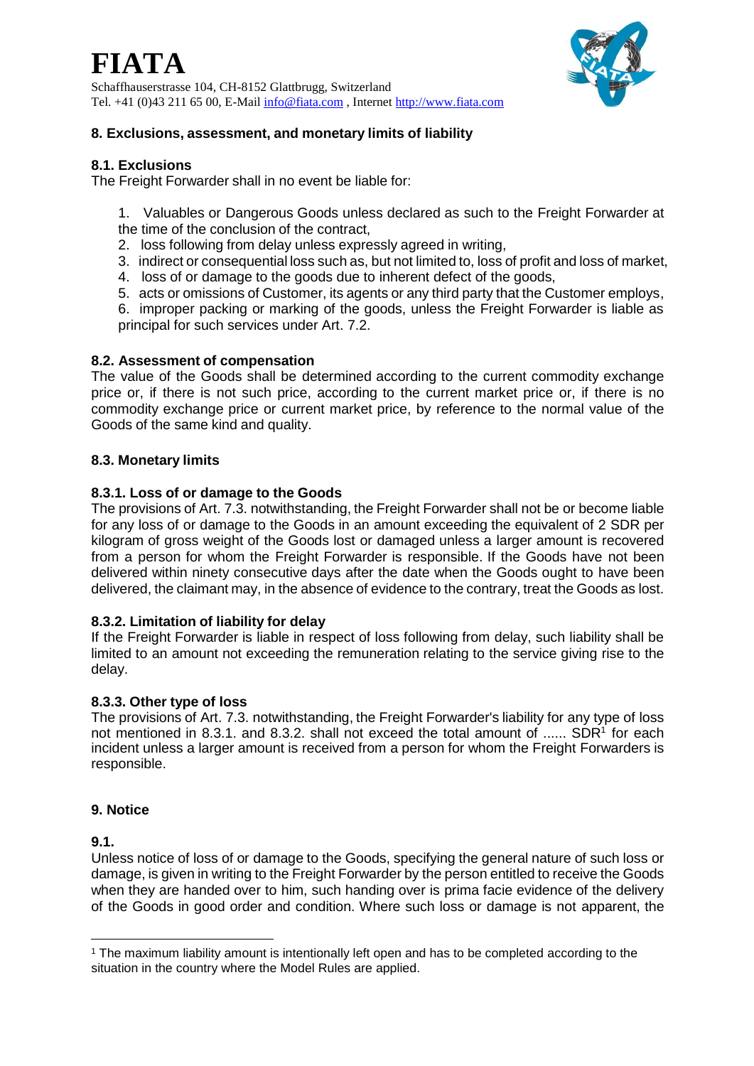## 8. Exclusions, assessment, and monetary limits of liability

### 8.1. Exclusions

The Freight Forwarder shall in no event be liable for:

1. Valuables or Dangerous Goods unless declared as such to the Freight Forwarder at the time of the conclusion of the contract,
2. loss following from delay unless expressly agreed in writing,
3. indirect or consequential loss such as, but not limited to, loss of profit and loss of market,
4. loss of or damage to the goods due to inherent defect of the goods,
5. acts or omissions of Customer, its agents or any third party that the Customer employs,
6. improper packing or marking of the goods, unless the Freight Forwarder is liable as principal for such services under Art. 7.2.

### 8.2. Assessment of compensation

The value of the Goods shall be determined according to the current commodity exchange price or, if there is not such price, according to the current market price or, if there is no commodity exchange price or current market price, by reference to the normal value of the Goods of the same kind and quality.

### 8.3. Monetary limits

#### 8.3.1. Loss of or damage to the Goods

The provisions of Art. 7.3. notwithstanding, the Freight Forwarder shall not be or become liable for any loss of or damage to the Goods in an amount exceeding the equivalent of 2 SDR per kilogram of gross weight of the Goods lost or damaged unless a larger amount is recovered from a person for whom the Freight Forwarder is responsible. If the Goods have not been delivered within ninety consecutive days after the date when the Goods ought to have been delivered, the claimant may, in the absence of evidence to the contrary, treat the Goods as lost.

#### 8.3.2. Limitation of liability for delay

If the Freight Forwarder is liable in respect of loss following from delay, such liability shall be limited to an amount not exceeding the remuneration relating to the service giving rise to the delay.

#### 8.3.3. Other type of loss

The provisions of Art. 7.3. notwithstanding, the Freight Forwarder's liability for any type of loss not mentioned in 8.3.1. and 8.3.2. shall not exceed the total amount of ...... SDR[1] for each incident unless a larger amount is received from a person for whom the Freight Forwarders is responsible.

## 9. Notice

### 9.1.

Unless notice of loss of or damage to the Goods, specifying the general nature of such loss or damage, is given in writing to the Freight Forwarder by the person entitled to receive the Goods when they are handed over to him, such handing over is prima facie evidence of the delivery of the Goods in good order and condition. Where such loss or damage is not apparent, the

[1] The maximum liability amount is intentionally left open and has to be completed according to the situation in the country where the Model Rules are applied.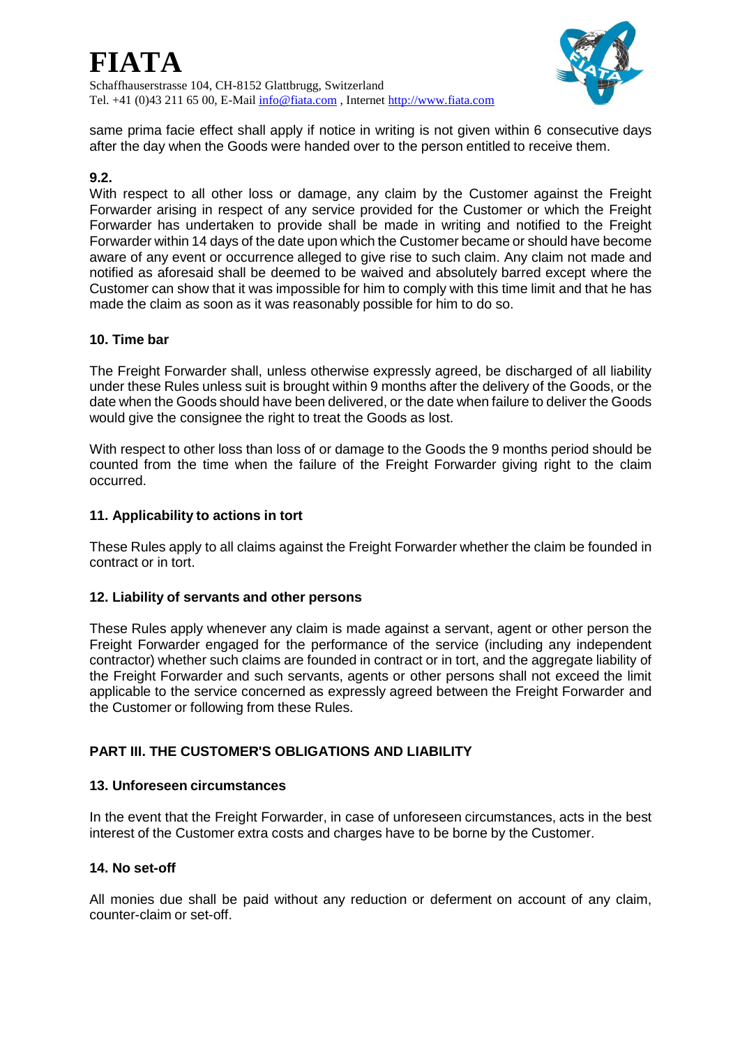same prima facie effect shall apply if notice in writing is not given within 6 consecutive days after the day when the Goods were handed over to the person entitled to receive them.

**9.2.**
With respect to all other loss or damage, any claim by the Customer against the Freight Forwarder arising in respect of any service provided for the Customer or which the Freight Forwarder has undertaken to provide shall be made in writing and notified to the Freight Forwarder within 14 days of the date upon which the Customer became or should have become aware of any event or occurrence alleged to give rise to such claim. Any claim not made and notified as aforesaid shall be deemed to be waived and absolutely barred except where the Customer can show that it was impossible for him to comply with this time limit and that he has made the claim as soon as it was reasonably possible for him to do so.

### 10. Time bar

The Freight Forwarder shall, unless otherwise expressly agreed, be discharged of all liability under these Rules unless suit is brought within 9 months after the delivery of the Goods, or the date when the Goods should have been delivered, or the date when failure to deliver the Goods would give the consignee the right to treat the Goods as lost.

With respect to other loss than loss of or damage to the Goods the 9 months period should be counted from the time when the failure of the Freight Forwarder giving right to the claim occurred.

### 11. Applicability to actions in tort

These Rules apply to all claims against the Freight Forwarder whether the claim be founded in contract or in tort.

### 12. Liability of servants and other persons

These Rules apply whenever any claim is made against a servant, agent or other person the Freight Forwarder engaged for the performance of the service (including any independent contractor) whether such claims are founded in contract or in tort, and the aggregate liability of the Freight Forwarder and such servants, agents or other persons shall not exceed the limit applicable to the service concerned as expressly agreed between the Freight Forwarder and the Customer or following from these Rules.

## PART III. THE CUSTOMER'S OBLIGATIONS AND LIABILITY

### 13. Unforeseen circumstances

In the event that the Freight Forwarder, in case of unforeseen circumstances, acts in the best interest of the Customer extra costs and charges have to be borne by the Customer.

### 14. No set-off

All monies due shall be paid without any reduction or deferment on account of any claim, counter-claim or set-off.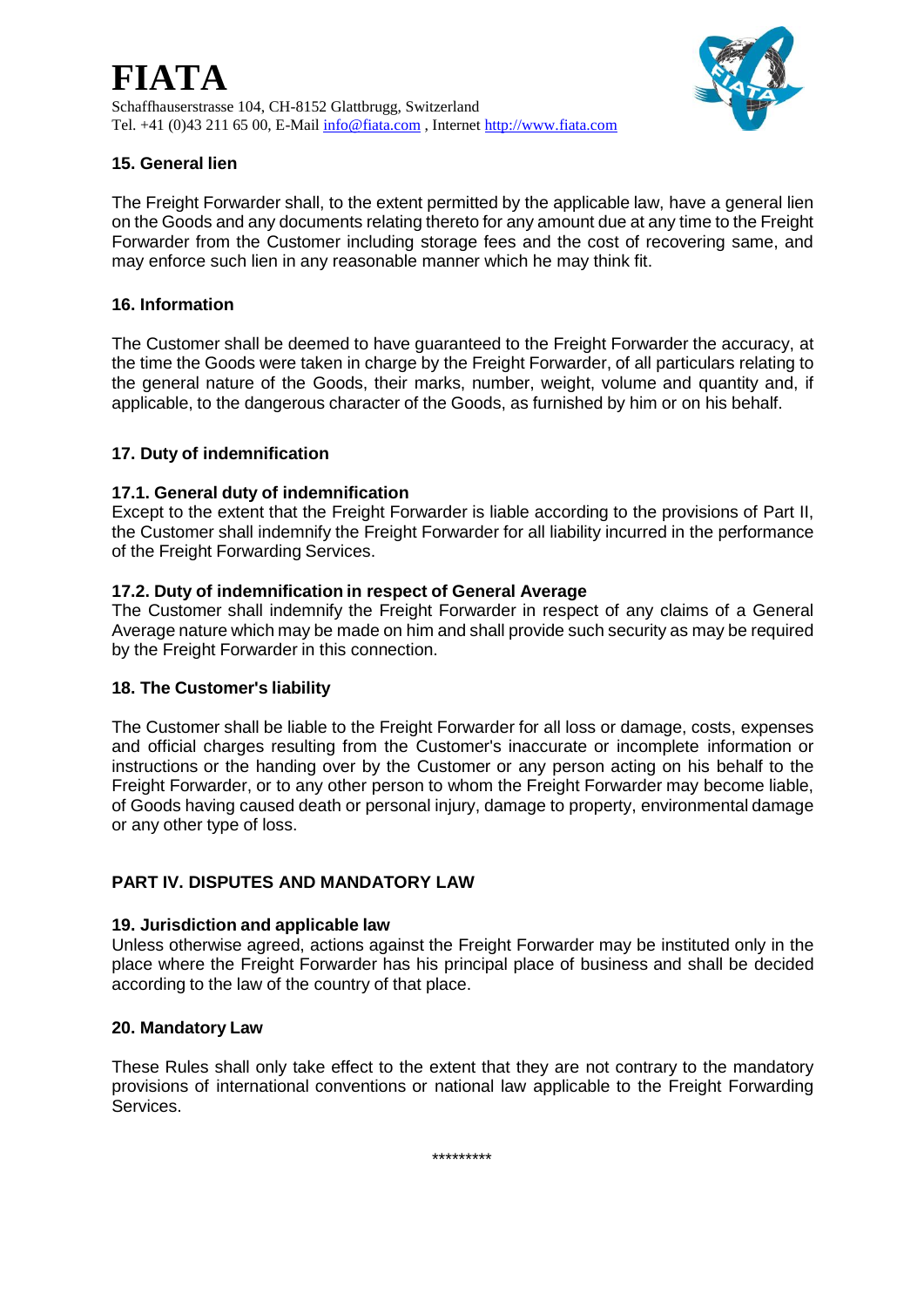## 15. General lien

The Freight Forwarder shall, to the extent permitted by the applicable law, have a general lien on the Goods and any documents relating thereto for any amount due at any time to the Freight Forwarder from the Customer including storage fees and the cost of recovering same, and may enforce such lien in any reasonable manner which he may think fit.

## 16. Information

The Customer shall be deemed to have guaranteed to the Freight Forwarder the accuracy, at the time the Goods were taken in charge by the Freight Forwarder, of all particulars relating to the general nature of the Goods, their marks, number, weight, volume and quantity and, if applicable, to the dangerous character of the Goods, as furnished by him or on his behalf.

## 17. Duty of indemnification

### 17.1. General duty of indemnification

Except to the extent that the Freight Forwarder is liable according to the provisions of Part II, the Customer shall indemnify the Freight Forwarder for all liability incurred in the performance of the Freight Forwarding Services.

### 17.2. Duty of indemnification in respect of General Average

The Customer shall indemnify the Freight Forwarder in respect of any claims of a General Average nature which may be made on him and shall provide such security as may be required by the Freight Forwarder in this connection.

## 18. The Customer's liability

The Customer shall be liable to the Freight Forwarder for all loss or damage, costs, expenses and official charges resulting from the Customer's inaccurate or incomplete information or instructions or the handing over by the Customer or any person acting on his behalf to the Freight Forwarder, or to any other person to whom the Freight Forwarder may become liable, of Goods having caused death or personal injury, damage to property, environmental damage or any other type of loss.

# PART IV. DISPUTES AND MANDATORY LAW

## 19. Jurisdiction and applicable law

Unless otherwise agreed, actions against the Freight Forwarder may be instituted only in the place where the Freight Forwarder has his principal place of business and shall be decided according to the law of the country of that place.

## 20. Mandatory Law

These Rules shall only take effect to the extent that they are not contrary to the mandatory provisions of international conventions or national law applicable to the Freight Forwarding Services.

*********